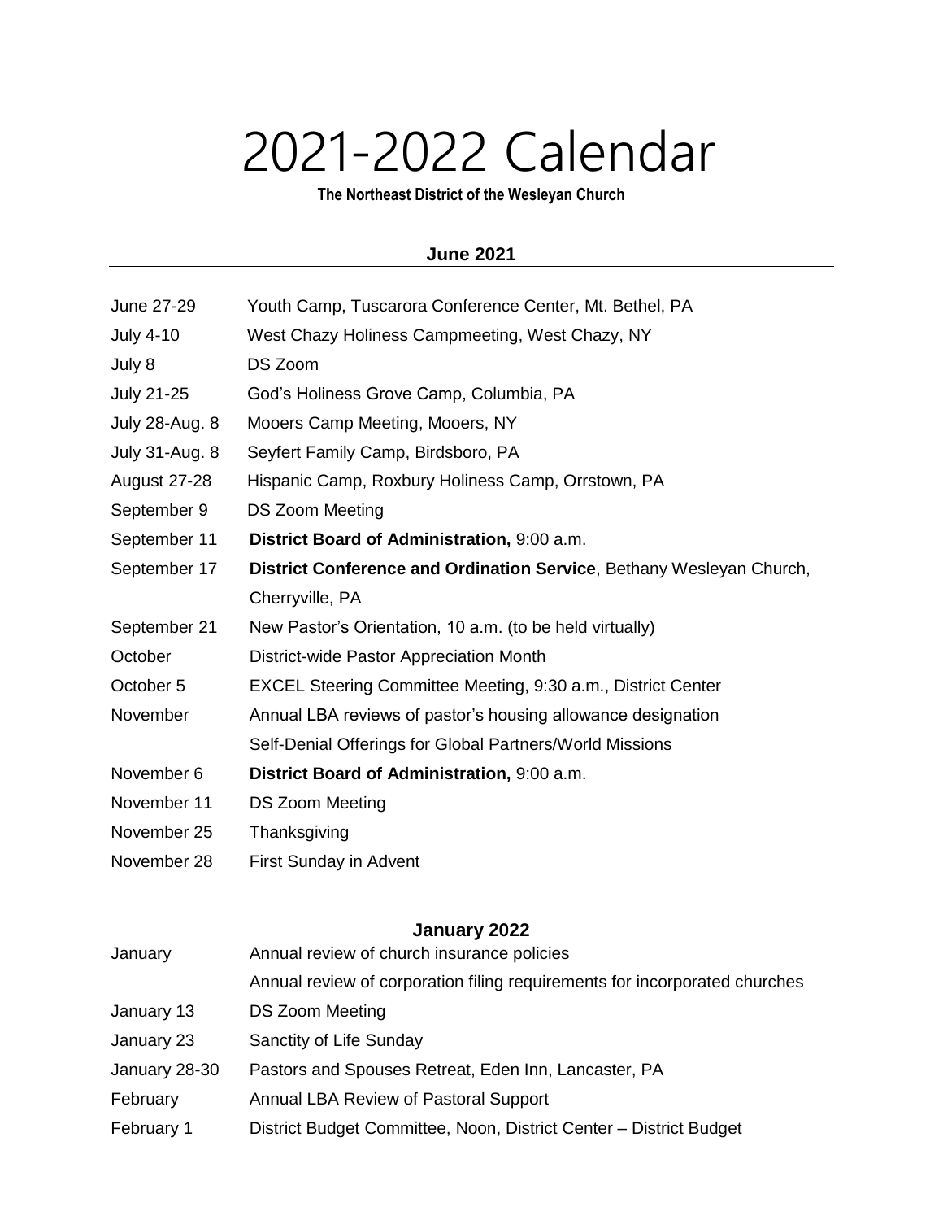# 2021-2022 Calendar

**The Northeast District of the Wesleyan Church**

## June 2021

| | |
|---|---|
| June 27-29 | Youth Camp, Tuscarora Conference Center, Mt. Bethel, PA |
| July 4-10 | West Chazy Holiness Campmeeting, West Chazy, NY |
| July 8 | DS Zoom |
| July 21-25 | God's Holiness Grove Camp, Columbia, PA |
| July 28-Aug. 8 | Mooers Camp Meeting, Mooers, NY |
| July 31-Aug. 8 | Seyfert Family Camp, Birdsboro, PA |
| August 27-28 | Hispanic Camp, Roxbury Holiness Camp, Orrstown, PA |
| September 9 | DS Zoom Meeting |
| September 11 | **District Board of Administration,** 9:00 a.m. |
| September 17 | **District Conference and Ordination Service**, Bethany Wesleyan Church, Cherryville, PA |
| September 21 | New Pastor's Orientation, 10 a.m. (to be held virtually) |
| October | District-wide Pastor Appreciation Month |
| October 5 | EXCEL Steering Committee Meeting, 9:30 a.m., District Center |
| November | Annual LBA reviews of pastor's housing allowance designation |
| | Self-Denial Offerings for Global Partners/World Missions |
| November 6 | **District Board of Administration,** 9:00 a.m. |
| November 11 | DS Zoom Meeting |
| November 25 | Thanksgiving |
| November 28 | First Sunday in Advent |

## January 2022

| | |
|---|---|
| January | Annual review of church insurance policies |
| | Annual review of corporation filing requirements for incorporated churches |
| January 13 | DS Zoom Meeting |
| January 23 | Sanctity of Life Sunday |
| January 28-30 | Pastors and Spouses Retreat, Eden Inn, Lancaster, PA |
| February | Annual LBA Review of Pastoral Support |
| February 1 | District Budget Committee, Noon, District Center – District Budget |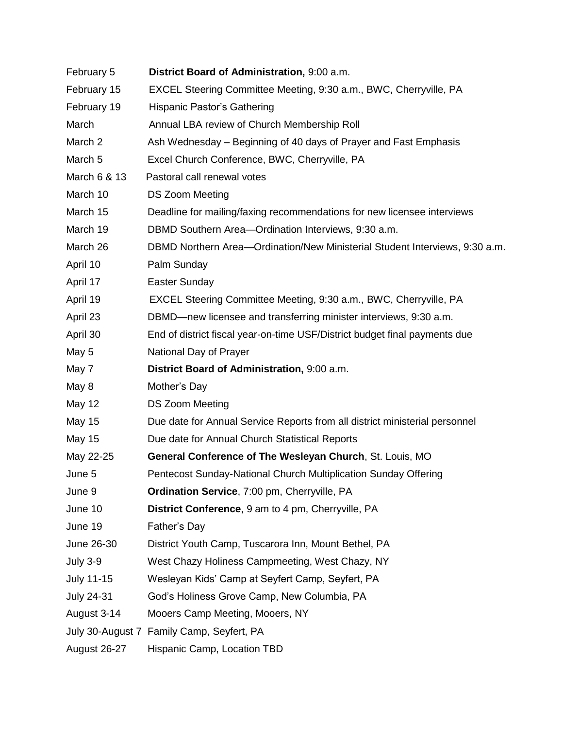| | |
|---|---|
| February 5 | **District Board of Administration,** 9:00 a.m. |
| February 15 | EXCEL Steering Committee Meeting, 9:30 a.m., BWC, Cherryville, PA |
| February 19 | Hispanic Pastor's Gathering |
| March | Annual LBA review of Church Membership Roll |
| March 2 | Ash Wednesday – Beginning of 40 days of Prayer and Fast Emphasis |
| March 5 | Excel Church Conference, BWC, Cherryville, PA |
| March 6 & 13 | Pastoral call renewal votes |
| March 10 | DS Zoom Meeting |
| March 15 | Deadline for mailing/faxing recommendations for new licensee interviews |
| March 19 | DBMD Southern Area—Ordination Interviews, 9:30 a.m. |
| March 26 | DBMD Northern Area—Ordination/New Ministerial Student Interviews, 9:30 a.m. |
| April 10 | Palm Sunday |
| April 17 | Easter Sunday |
| April 19 | EXCEL Steering Committee Meeting, 9:30 a.m., BWC, Cherryville, PA |
| April 23 | DBMD—new licensee and transferring minister interviews, 9:30 a.m. |
| April 30 | End of district fiscal year-on-time USF/District budget final payments due |
| May 5 | National Day of Prayer |
| May 7 | **District Board of Administration,** 9:00 a.m. |
| May 8 | Mother's Day |
| May 12 | DS Zoom Meeting |
| May 15 | Due date for Annual Service Reports from all district ministerial personnel |
| May 15 | Due date for Annual Church Statistical Reports |
| May 22-25 | **General Conference of The Wesleyan Church**, St. Louis, MO |
| June 5 | Pentecost Sunday-National Church Multiplication Sunday Offering |
| June 9 | **Ordination Service**, 7:00 pm, Cherryville, PA |
| June 10 | **District Conference**, 9 am to 4 pm, Cherryville, PA |
| June 19 | Father's Day |
| June 26-30 | District Youth Camp, Tuscarora Inn, Mount Bethel, PA |
| July 3-9 | West Chazy Holiness Campmeeting, West Chazy, NY |
| July 11-15 | Wesleyan Kids' Camp at Seyfert Camp, Seyfert, PA |
| July 24-31 | God's Holiness Grove Camp, New Columbia, PA |
| August 3-14 | Mooers Camp Meeting, Mooers, NY |
| July 30-August 7 | Family Camp, Seyfert, PA |
| August 26-27 | Hispanic Camp, Location TBD |